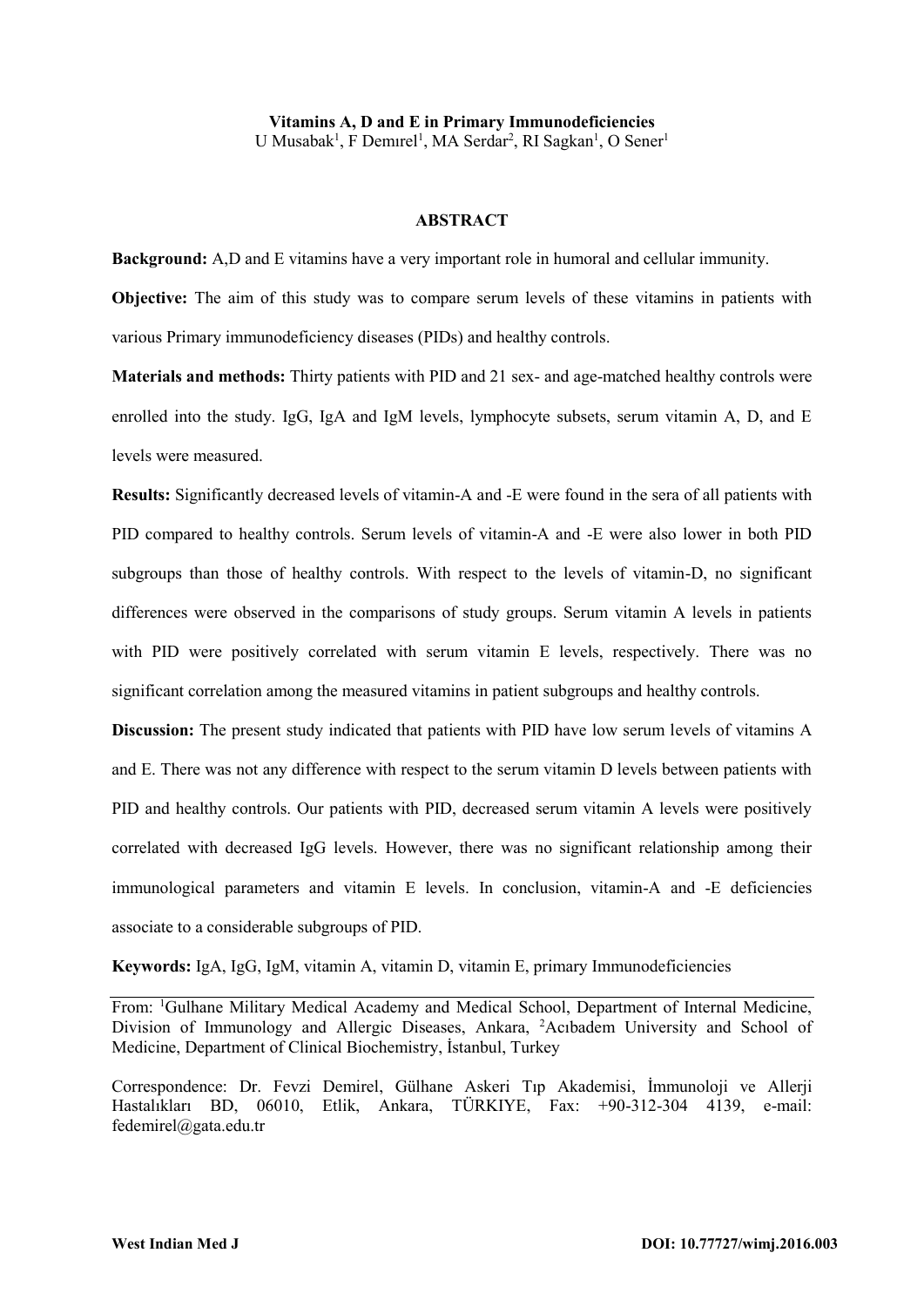# Vitamins A, D and E in Primary Immunodeficiencies

U Musabak[1], F Demırel[1], MA Serdar[2], RI Sagkan[1], O Sener[1]

## ABSTRACT

**Background:** A,D and E vitamins have a very important role in humoral and cellular immunity.

**Objective:** The aim of this study was to compare serum levels of these vitamins in patients with various Primary immunodeficiency diseases (PIDs) and healthy controls.

**Materials and methods:** Thirty patients with PID and 21 sex- and age-matched healthy controls were enrolled into the study. IgG, IgA and IgM levels, lymphocyte subsets, serum vitamin A, D, and E levels were measured.

**Results:** Significantly decreased levels of vitamin-A and -E were found in the sera of all patients with PID compared to healthy controls. Serum levels of vitamin-A and -E were also lower in both PID subgroups than those of healthy controls. With respect to the levels of vitamin-D, no significant differences were observed in the comparisons of study groups. Serum vitamin A levels in patients with PID were positively correlated with serum vitamin E levels, respectively. There was no significant correlation among the measured vitamins in patient subgroups and healthy controls.

**Discussion:** The present study indicated that patients with PID have low serum levels of vitamins A and E. There was not any difference with respect to the serum vitamin D levels between patients with PID and healthy controls. Our patients with PID, decreased serum vitamin A levels were positively correlated with decreased IgG levels. However, there was no significant relationship among their immunological parameters and vitamin E levels. In conclusion, vitamin-A and -E deficiencies associate to a considerable subgroups of PID.

**Keywords:** IgA, IgG, IgM, vitamin A, vitamin D, vitamin E, primary Immunodeficiencies

---

From: [1]Gulhane Military Medical Academy and Medical School, Department of Internal Medicine, Division of Immunology and Allergic Diseases, Ankara, [2]Acıbadem University and School of Medicine, Department of Clinical Biochemistry, İstanbul, Turkey

Correspondence: Dr. Fevzi Demirel, Gülhane Askeri Tıp Akademisi, İmmunoloji ve Allerji Hastalıkları BD, 06010, Etlik, Ankara, TÜRKIYE, Fax: +90-312-304 4139, e-mail: fedemirel@gata.edu.tr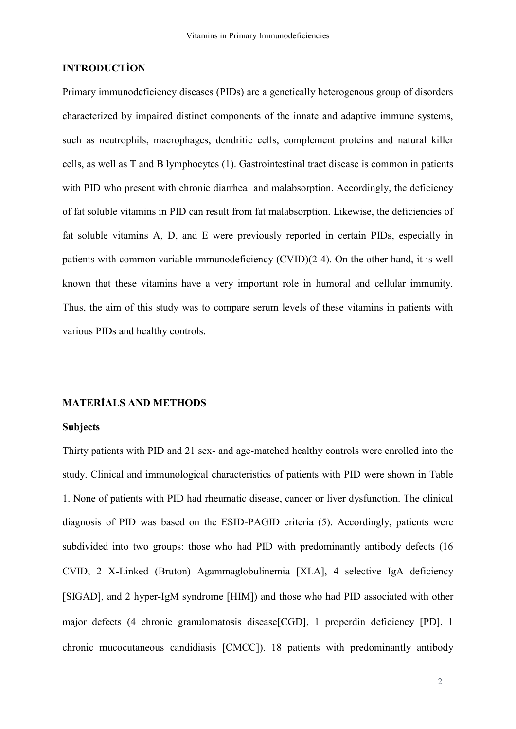## INTRODUCTİON

Primary immunodeficiency diseases (PIDs) are a genetically heterogenous group of disorders characterized by impaired distinct components of the innate and adaptive immune systems, such as neutrophils, macrophages, dendritic cells, complement proteins and natural killer cells, as well as T and B lymphocytes (1). Gastrointestinal tract disease is common in patients with PID who present with chronic diarrhea and malabsorption. Accordingly, the deficiency of fat soluble vitamins in PID can result from fat malabsorption. Likewise, the deficiencies of fat soluble vitamins A, D, and E were previously reported in certain PIDs, especially in patients with common variable ımmunodeficiency (CVID)(2-4). On the other hand, it is well known that these vitamins have a very important role in humoral and cellular immunity. Thus, the aim of this study was to compare serum levels of these vitamins in patients with various PIDs and healthy controls.

## MATERİALS AND METHODS

### Subjects

Thirty patients with PID and 21 sex- and age-matched healthy controls were enrolled into the study. Clinical and immunological characteristics of patients with PID were shown in Table 1. None of patients with PID had rheumatic disease, cancer or liver dysfunction. The clinical diagnosis of PID was based on the ESID-PAGID criteria (5). Accordingly, patients were subdivided into two groups: those who had PID with predominantly antibody defects (16 CVID, 2 X-Linked (Bruton) Agammaglobulinemia [XLA], 4 selective IgA deficiency [SIGAD], and 2 hyper-IgM syndrome [HIM]) and those who had PID associated with other major defects (4 chronic granulomatosis disease[CGD], 1 properdin deficiency [PD], 1 chronic mucocutaneous candidiasis [CMCC]). 18 patients with predominantly antibody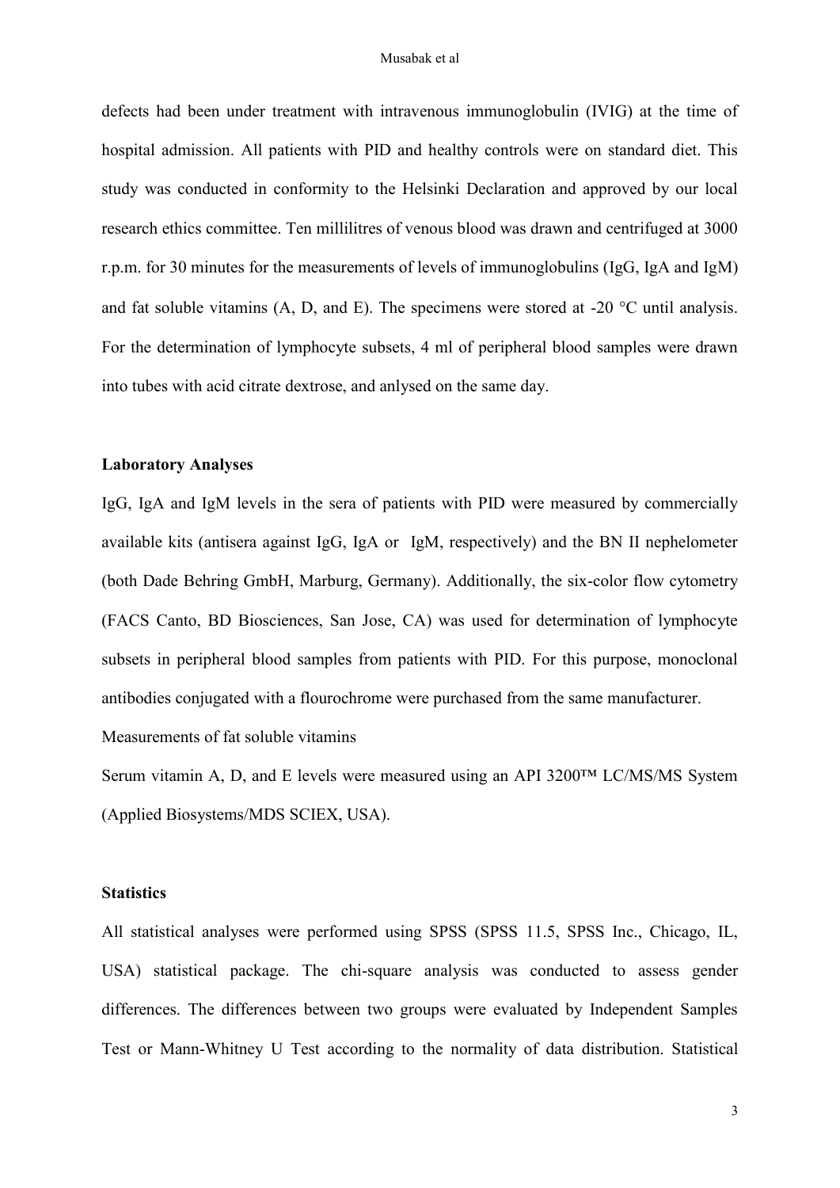defects had been under treatment with intravenous immunoglobulin (IVIG) at the time of hospital admission. All patients with PID and healthy controls were on standard diet. This study was conducted in conformity to the Helsinki Declaration and approved by our local research ethics committee. Ten millilitres of venous blood was drawn and centrifuged at 3000 r.p.m. for 30 minutes for the measurements of levels of immunoglobulins (IgG, IgA and IgM) and fat soluble vitamins (A, D, and E). The specimens were stored at -20 °C until analysis. For the determination of lymphocyte subsets, 4 ml of peripheral blood samples were drawn into tubes with acid citrate dextrose, and anlysed on the same day.

**Laboratory Analyses**

IgG, IgA and IgM levels in the sera of patients with PID were measured by commercially available kits (antisera against IgG, IgA or IgM, respectively) and the BN II nephelometer (both Dade Behring GmbH, Marburg, Germany). Additionally, the six-color flow cytometry (FACS Canto, BD Biosciences, San Jose, CA) was used for determination of lymphocyte subsets in peripheral blood samples from patients with PID. For this purpose, monoclonal antibodies conjugated with a flourochrome were purchased from the same manufacturer.

Measurements of fat soluble vitamins

Serum vitamin A, D, and E levels were measured using an API 3200™ LC/MS/MS System (Applied Biosystems/MDS SCIEX, USA).

**Statistics**

All statistical analyses were performed using SPSS (SPSS 11.5, SPSS Inc., Chicago, IL, USA) statistical package. The chi-square analysis was conducted to assess gender differences. The differences between two groups were evaluated by Independent Samples Test or Mann-Whitney U Test according to the normality of data distribution. Statistical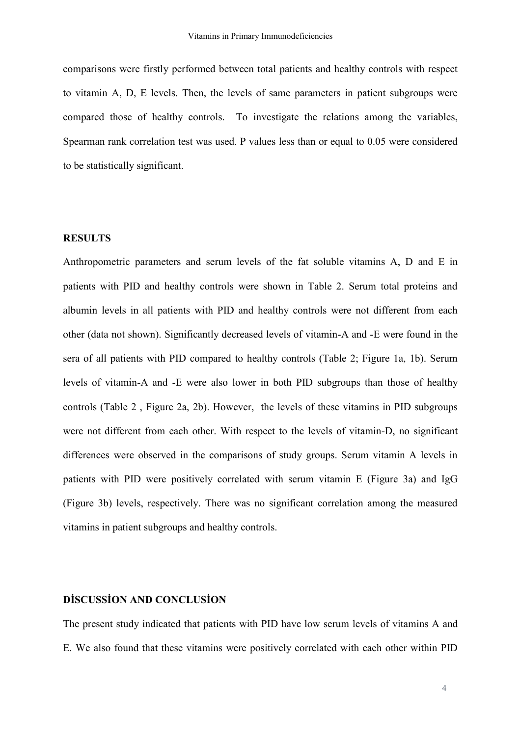comparisons were firstly performed between total patients and healthy controls with respect to vitamin A, D, E levels. Then, the levels of same parameters in patient subgroups were compared those of healthy controls.  To investigate the relations among the variables, Spearman rank correlation test was used. P values less than or equal to 0.05 were considered to be statistically significant.

## RESULTS

Anthropometric parameters and serum levels of the fat soluble vitamins A, D and E in patients with PID and healthy controls were shown in Table 2. Serum total proteins and albumin levels in all patients with PID and healthy controls were not different from each other (data not shown). Significantly decreased levels of vitamin-A and -E were found in the sera of all patients with PID compared to healthy controls (Table 2; Figure 1a, 1b). Serum levels of vitamin-A and -E were also lower in both PID subgroups than those of healthy controls (Table 2 , Figure 2a, 2b). However,  the levels of these vitamins in PID subgroups were not different from each other. With respect to the levels of vitamin-D, no significant differences were observed in the comparisons of study groups. Serum vitamin A levels in patients with PID were positively correlated with serum vitamin E (Figure 3a) and IgG (Figure 3b) levels, respectively. There was no significant correlation among the measured vitamins in patient subgroups and healthy controls.

## DİSCUSSİON AND CONCLUSİON

The present study indicated that patients with PID have low serum levels of vitamins A and E. We also found that these vitamins were positively correlated with each other within PID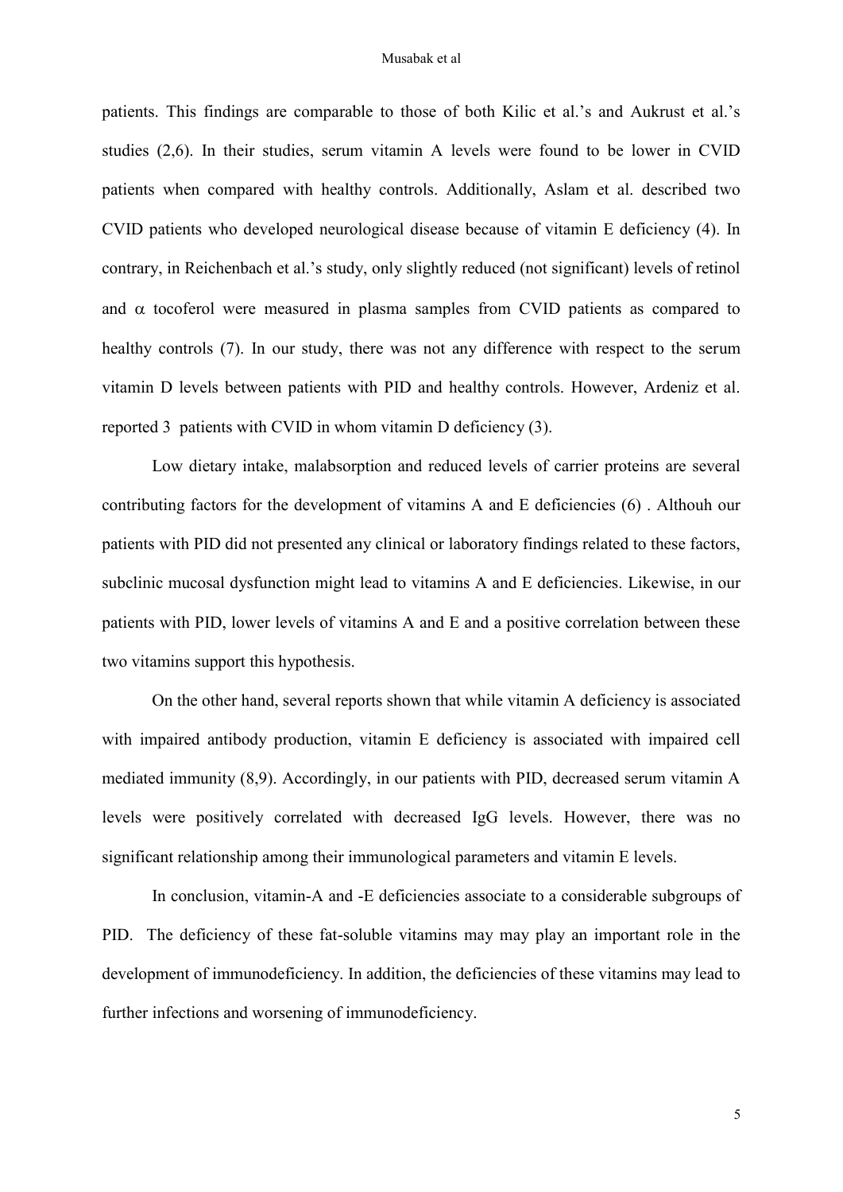patients. This findings are comparable to those of both Kilic et al.'s and Aukrust et al.'s studies (2,6). In their studies, serum vitamin A levels were found to be lower in CVID patients when compared with healthy controls. Additionally, Aslam et al. described two CVID patients who developed neurological disease because of vitamin E deficiency (4). In contrary, in Reichenbach et al.'s study, only slightly reduced (not significant) levels of retinol and $\alpha$ tocoferol were measured in plasma samples from CVID patients as compared to healthy controls (7). In our study, there was not any difference with respect to the serum vitamin D levels between patients with PID and healthy controls. However, Ardeniz et al. reported 3 patients with CVID in whom vitamin D deficiency (3).

Low dietary intake, malabsorption and reduced levels of carrier proteins are several contributing factors for the development of vitamins A and E deficiencies (6) . Althouh our patients with PID did not presented any clinical or laboratory findings related to these factors, subclinic mucosal dysfunction might lead to vitamins A and E deficiencies. Likewise, in our patients with PID, lower levels of vitamins A and E and a positive correlation between these two vitamins support this hypothesis.

On the other hand, several reports shown that while vitamin A deficiency is associated with impaired antibody production, vitamin E deficiency is associated with impaired cell mediated immunity (8,9). Accordingly, in our patients with PID, decreased serum vitamin A levels were positively correlated with decreased IgG levels. However, there was no significant relationship among their immunological parameters and vitamin E levels.

In conclusion, vitamin-A and -E deficiencies associate to a considerable subgroups of PID. The deficiency of these fat-soluble vitamins may may play an important role in the development of immunodeficiency. In addition, the deficiencies of these vitamins may lead to further infections and worsening of immunodeficiency.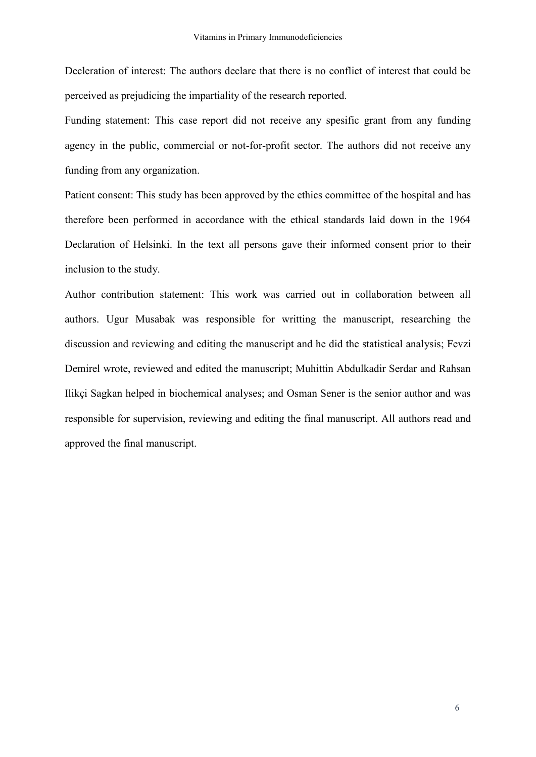Decleration of interest: The authors declare that there is no conflict of interest that could be perceived as prejudicing the impartiality of the research reported.

Funding statement: This case report did not receive any spesific grant from any funding agency in the public, commercial or not-for-profit sector. The authors did not receive any funding from any organization.

Patient consent: This study has been approved by the ethics committee of the hospital and has therefore been performed in accordance with the ethical standards laid down in the 1964 Declaration of Helsinki. In the text all persons gave their informed consent prior to their inclusion to the study.

Author contribution statement: This work was carried out in collaboration between all authors. Ugur Musabak was responsible for writting the manuscript, researching the discussion and reviewing and editing the manuscript and he did the statistical analysis; Fevzi Demirel wrote, reviewed and edited the manuscript; Muhittin Abdulkadir Serdar and Rahsan Ilikçi Sagkan helped in biochemical analyses; and Osman Sener is the senior author and was responsible for supervision, reviewing and editing the final manuscript. All authors read and approved the final manuscript.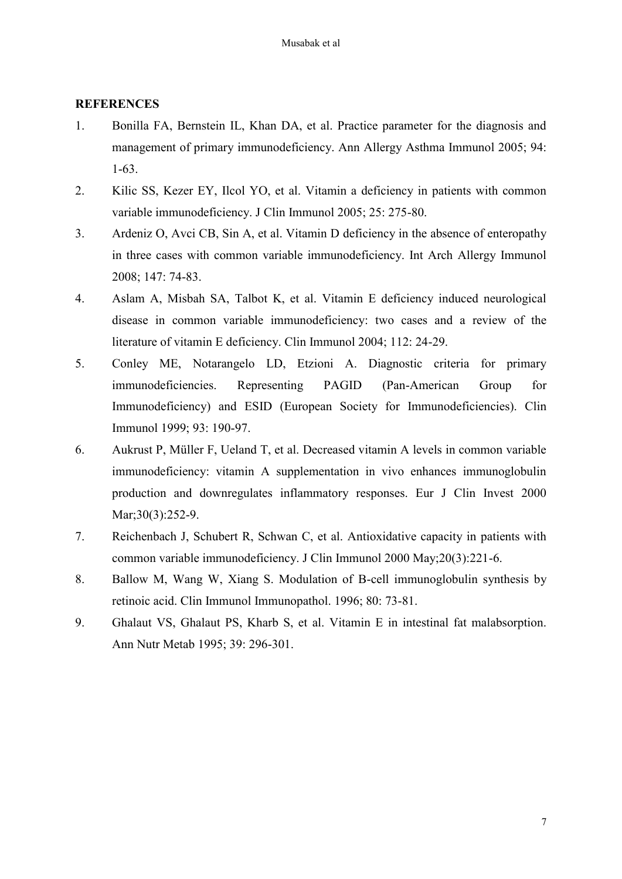**REFERENCES**

1. Bonilla FA, Bernstein IL, Khan DA, et al. Practice parameter for the diagnosis and management of primary immunodeficiency. Ann Allergy Asthma Immunol 2005; 94: 1-63.
2. Kilic SS, Kezer EY, Ilcol YO, et al. Vitamin a deficiency in patients with common variable immunodeficiency. J Clin Immunol 2005; 25: 275-80.
3. Ardeniz O, Avci CB, Sin A, et al. Vitamin D deficiency in the absence of enteropathy in three cases with common variable immunodeficiency. Int Arch Allergy Immunol 2008; 147: 74-83.
4. Aslam A, Misbah SA, Talbot K, et al. Vitamin E deficiency induced neurological disease in common variable immunodeficiency: two cases and a review of the literature of vitamin E deficiency. Clin Immunol 2004; 112: 24-29.
5. Conley ME, Notarangelo LD, Etzioni A. Diagnostic criteria for primary immunodeficiencies. Representing PAGID (Pan-American Group for Immunodeficiency) and ESID (European Society for Immunodeficiencies). Clin Immunol 1999; 93: 190-97.
6. Aukrust P, Müller F, Ueland T, et al. Decreased vitamin A levels in common variable immunodeficiency: vitamin A supplementation in vivo enhances immunoglobulin production and downregulates inflammatory responses. Eur J Clin Invest 2000 Mar;30(3):252-9.
7. Reichenbach J, Schubert R, Schwan C, et al. Antioxidative capacity in patients with common variable immunodeficiency. J Clin Immunol 2000 May;20(3):221-6.
8. Ballow M, Wang W, Xiang S. Modulation of B-cell immunoglobulin synthesis by retinoic acid. Clin Immunol Immunopathol. 1996; 80: 73-81.
9. Ghalaut VS, Ghalaut PS, Kharb S, et al. Vitamin E in intestinal fat malabsorption. Ann Nutr Metab 1995; 39: 296-301.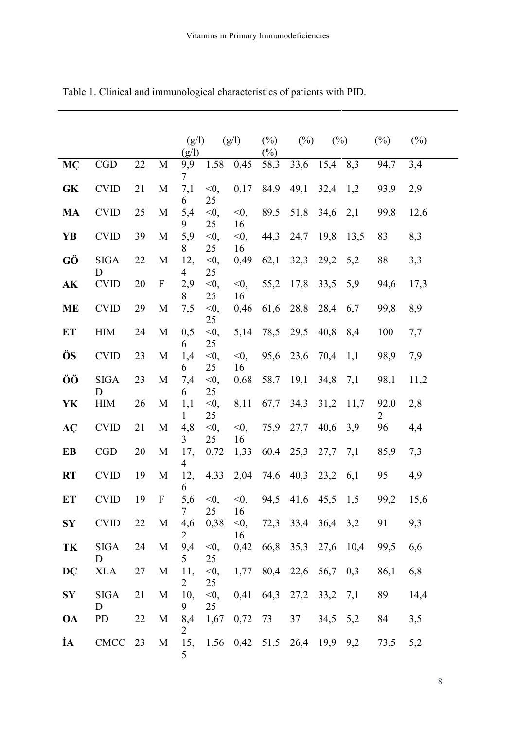Table 1. Clinical and immunological characteristics of patients with PID.

| | | | | (g/l) | (g/l) | (g/l) | (%) | (%) | (%) | | (%) | (%) |
|---|---|---|---|---|---|---|---|---|---|---|---|---|
| **MÇ** | CGD | 22 | M | 9,97 | 1,58 | 0,45 | 58,3 | 33,6 | 15,4 | 8,3 | 94,7 | 3,4 |
| **GK** | CVID | 21 | M | 7,16 | <0,25 | 0,17 | 84,9 | 49,1 | 32,4 | 1,2 | 93,9 | 2,9 |
| **MA** | CVID | 25 | M | 5,49 | <0,25 | <0,16 | 89,5 | 51,8 | 34,6 | 2,1 | 99,8 | 12,6 |
| **YB** | CVID | 39 | M | 5,98 | <0,25 | <0,16 | 44,3 | 24,7 | 19,8 | 13,5 | 83 | 8,3 |
| **GÖ** | SIGAD | 22 | M | 12,4 | <0,25 | 0,49 | 62,1 | 32,3 | 29,2 | 5,2 | 88 | 3,3 |
| **AK** | CVID | 20 | F | 2,98 | <0,25 | <0,16 | 55,2 | 17,8 | 33,5 | 5,9 | 94,6 | 17,3 |
| **ME** | CVID | 29 | M | 7,5 | <0,25 | 0,46 | 61,6 | 28,8 | 28,4 | 6,7 | 99,8 | 8,9 |
| **ET** | HIM | 24 | M | 0,56 | <0,25 | 5,14 | 78,5 | 29,5 | 40,8 | 8,4 | 100 | 7,7 |
| **ÖS** | CVID | 23 | M | 1,46 | <0,25 | <0,16 | 95,6 | 23,6 | 70,4 | 1,1 | 98,9 | 7,9 |
| **ÖÖ** | SIGAD | 23 | M | 7,46 | <0,25 | 0,68 | 58,7 | 19,1 | 34,8 | 7,1 | 98,1 | 11,2 |
| **YK** | HIM | 26 | M | 1,11 | <0,25 | 8,11 | 67,7 | 34,3 | 31,2 | 11,7 | 92,02 | 2,8 |
| **AÇ** | CVID | 21 | M | 4,83 | <0,25 | <0,16 | 75,9 | 27,7 | 40,6 | 3,9 | 96 | 4,4 |
| **EB** | CGD | 20 | M | 17,4 | 0,72 | 1,33 | 60,4 | 25,3 | 27,7 | 7,1 | 85,9 | 7,3 |
| **RT** | CVID | 19 | M | 12,6 | 4,33 | 2,04 | 74,6 | 40,3 | 23,2 | 6,1 | 95 | 4,9 |
| **ET** | CVID | 19 | F | 5,67 | <0,25 | <0.16 | 94,5 | 41,6 | 45,5 | 1,5 | 99,2 | 15,6 |
| **SY** | CVID | 22 | M | 4,62 | 0,38 | <0,16 | 72,3 | 33,4 | 36,4 | 3,2 | 91 | 9,3 |
| **TK** | SIGAD | 24 | M | 9,45 | <0,25 | 0,42 | 66,8 | 35,3 | 27,6 | 10,4 | 99,5 | 6,6 |
| **DÇ** | XLA | 27 | M | 11,2 | <0,25 | 1,77 | 80,4 | 22,6 | 56,7 | 0,3 | 86,1 | 6,8 |
| **SY** | SIGAD | 21 | M | 10,9 | <0,25 | 0,41 | 64,3 | 27,2 | 33,2 | 7,1 | 89 | 14,4 |
| **OA** | PD | 22 | M | 8,42 | 1,67 | 0,72 | 73 | 37 | 34,5 | 5,2 | 84 | 3,5 |
| **İA** | CMCC | 23 | M | 15,5 | 1,56 | 0,42 | 51,5 | 26,4 | 19,9 | 9,2 | 73,5 | 5,2 |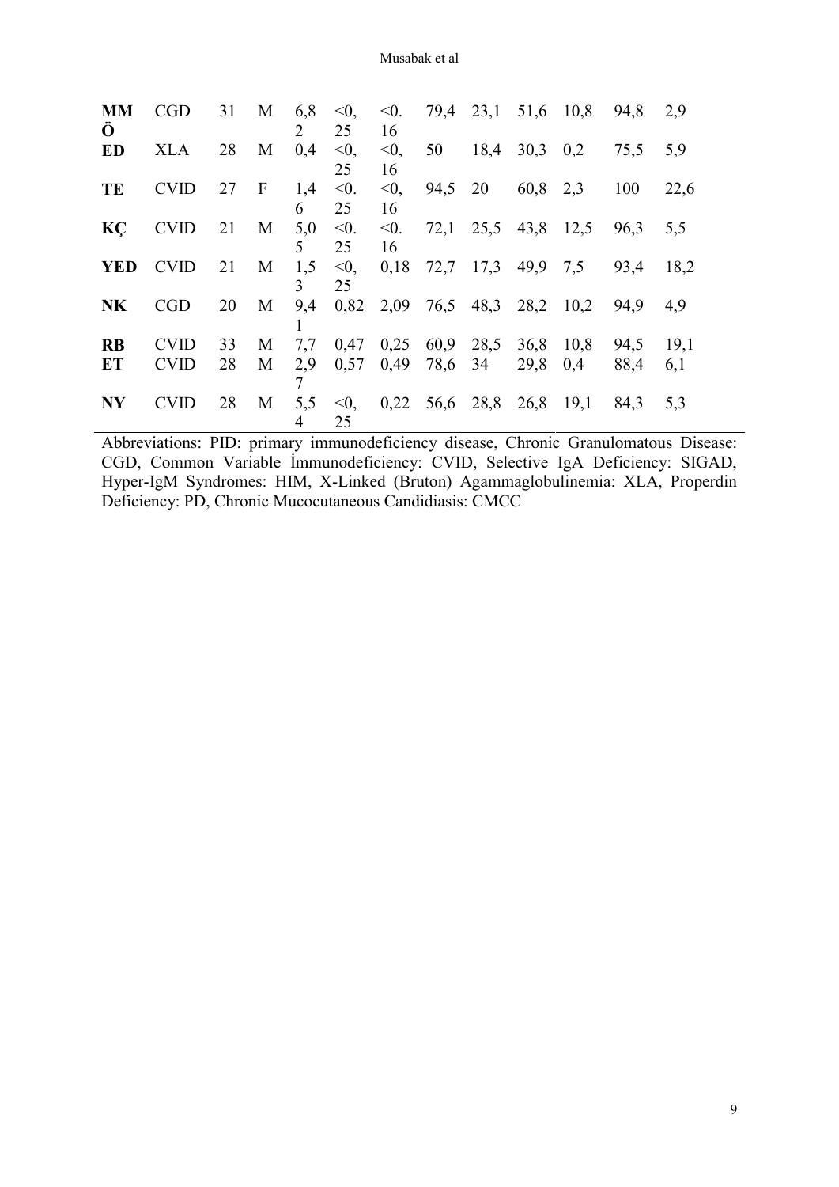| | | | | | | | | | | | | |
|---|---|---|---|---|---|---|---|---|---|---|---|---|
| **MMÖ** | CGD | 31 | M | 6,82 | <0,25 | <0.16 | 79,4 | 23,1 | 51,6 | 10,8 | 94,8 | 2,9 |
| **ED** | XLA | 28 | M | 0,4 | <0,25 | <0,16 | 50 | 18,4 | 30,3 | 0,2 | 75,5 | 5,9 |
| **TE** | CVID | 27 | F | 1,46 | <0.25 | <0,16 | 94,5 | 20 | 60,8 | 2,3 | 100 | 22,6 |
| **KÇ** | CVID | 21 | M | 5,05 | <0.25 | <0.16 | 72,1 | 25,5 | 43,8 | 12,5 | 96,3 | 5,5 |
| **YED** | CVID | 21 | M | 1,53 | <0,25 | 0,18 | 72,7 | 17,3 | 49,9 | 7,5 | 93,4 | 18,2 |
| **NK** | CGD | 20 | M | 9,41 | 0,82 | 2,09 | 76,5 | 48,3 | 28,2 | 10,2 | 94,9 | 4,9 |
| **RB** | CVID | 33 | M | 7,7 | 0,47 | 0,25 | 60,9 | 28,5 | 36,8 | 10,8 | 94,5 | 19,1 |
| **ET** | CVID | 28 | M | 2,97 | 0,57 | 0,49 | 78,6 | 34 | 29,8 | 0,4 | 88,4 | 6,1 |
| **NY** | CVID | 28 | M | 5,54 | <0,25 | 0,22 | 56,6 | 28,8 | 26,8 | 19,1 | 84,3 | 5,3 |

Abbreviations: PID: primary immunodeficiency disease, Chronic Granulomatous Disease: CGD, Common Variable İmmunodeficiency: CVID, Selective IgA Deficiency: SIGAD, Hyper-IgM Syndromes: HIM, X-Linked (Bruton) Agammaglobulinemia: XLA, Properdin Deficiency: PD, Chronic Mucocutaneous Candidiasis: CMCC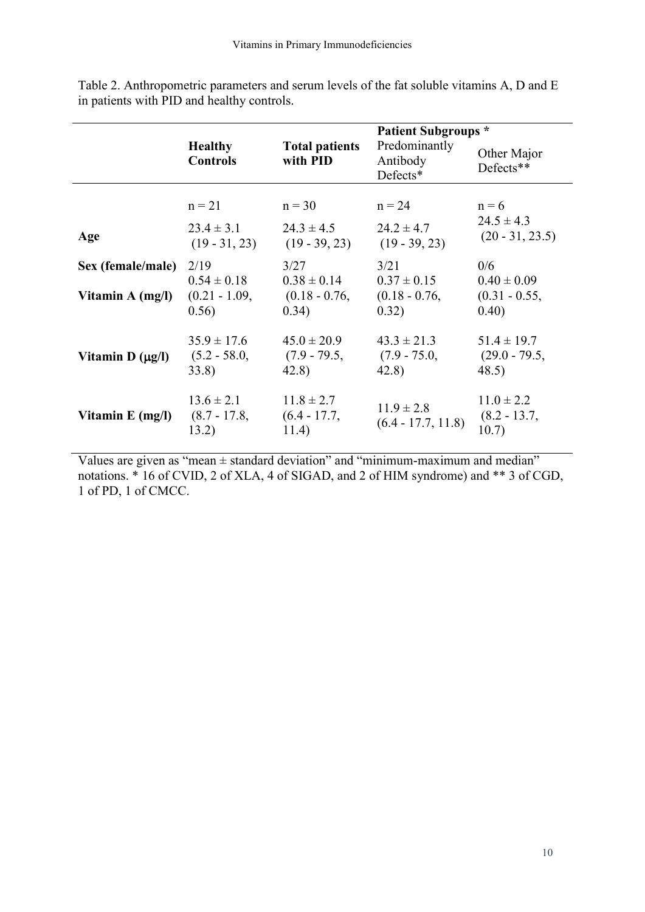Table 2. Anthropometric parameters and serum levels of the fat soluble vitamins A, D and E in patients with PID and healthy controls.

| | **Healthy Controls** | **Total patients with PID** | **Patient Subgroups *** | |
|---|---|---|---|---|
| | | | Predominantly Antibody Defects* | Other Major Defects** |
| | n = 21 | n = 30 | n = 24 | n = 6 |
| **Age** | 23.4 ± 3.1 (19 - 31, 23) | 24.3 ± 4.5 (19 - 39, 23) | 24.2 ± 4.7 (19 - 39, 23) | 24.5 ± 4.3 (20 - 31, 23.5) |
| **Sex (female/male)** | 2/19 | 3/27 | 3/21 | 0/6 |
| **Vitamin A (mg/l)** | 0.54 ± 0.18 (0.21 - 1.09, 0.56) | 0.38 ± 0.14 (0.18 - 0.76, 0.34) | 0.37 ± 0.15 (0.18 - 0.76, 0.32) | 0.40 ± 0.09 (0.31 - 0.55, 0.40) |
| **Vitamin D (μg/l)** | 35.9 ± 17.6 (5.2 - 58.0, 33.8) | 45.0 ± 20.9 (7.9 - 79.5, 42.8) | 43.3 ± 21.3 (7.9 - 75.0, 42.8) | 51.4 ± 19.7 (29.0 - 79.5, 48.5) |
| **Vitamin E (mg/l)** | 13.6 ± 2.1 (8.7 - 17.8, 13.2) | 11.8 ± 2.7 (6.4 - 17.7, 11.4) | 11.9 ± 2.8 (6.4 - 17.7, 11.8) | 11.0 ± 2.2 (8.2 - 13.7, 10.7) |

Values are given as "mean ± standard deviation" and "minimum-maximum and median" notations. * 16 of CVID, 2 of XLA, 4 of SIGAD, and 2 of HIM syndrome) and ** 3 of CGD, 1 of PD, 1 of CMCC.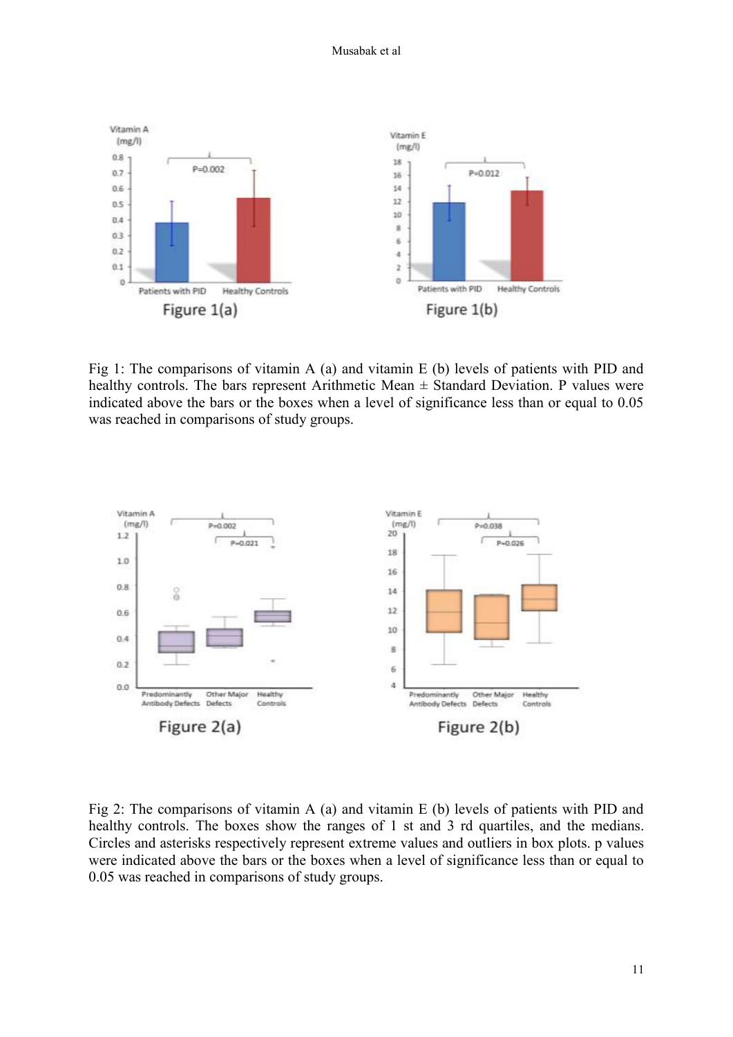Fig 1: The comparisons of vitamin A (a) and vitamin E (b) levels of patients with PID and healthy controls. The bars represent Arithmetic Mean ± Standard Deviation. P values were indicated above the bars or the boxes when a level of significance less than or equal to 0.05 was reached in comparisons of study groups.

Fig 2: The comparisons of vitamin A (a) and vitamin E (b) levels of patients with PID and healthy controls. The boxes show the ranges of 1 st and 3 rd quartiles, and the medians. Circles and asterisks respectively represent extreme values and outliers in box plots. p values were indicated above the bars or the boxes when a level of significance less than or equal to 0.05 was reached in comparisons of study groups.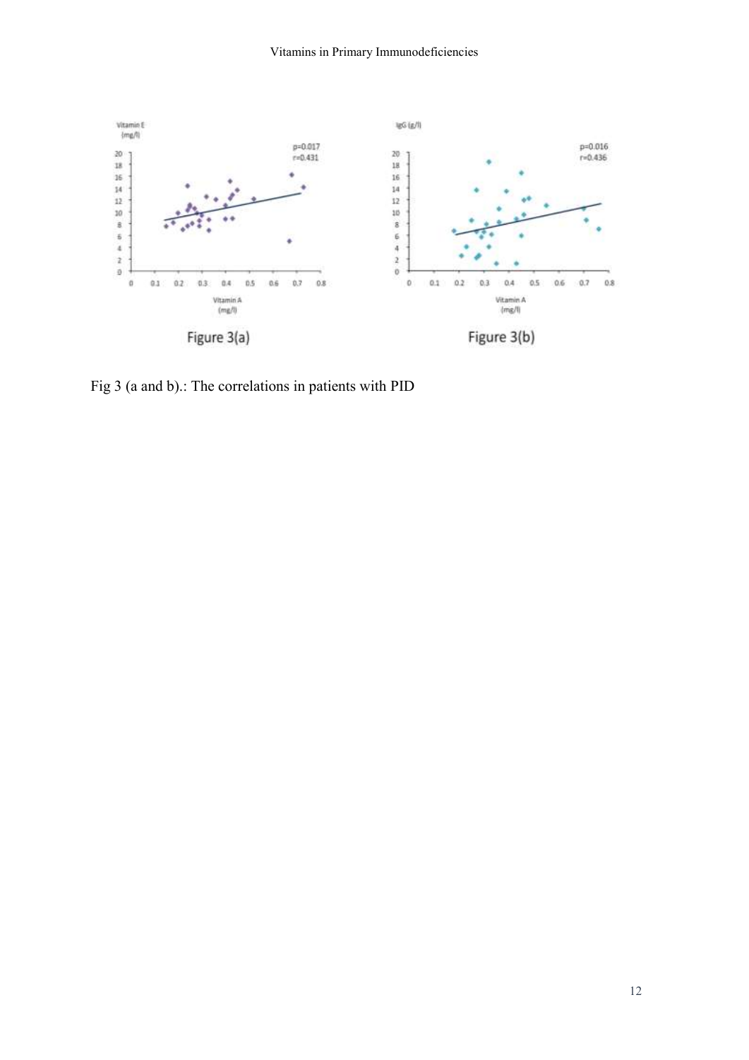Vitamin E
(mg/l)

p=0.017
r=0.431

20
18
16
14
12
10
8
6
4
2
0

0 0.1 0.2 0.3 0.4 0.5 0.6 0.7 0.8

Vitamin A
(mg/l)

Figure 3(a)

IgG (g/l)

p=0.016
r=0.436

20
18
16
14
12
10
8
6
4
2
0

0 0.1 0.2 0.3 0.4 0.5 0.6 0.7 0.8

Vitamin A
(mg/l)

Figure 3(b)

Fig 3 (a and b).: The correlations in patients with PID